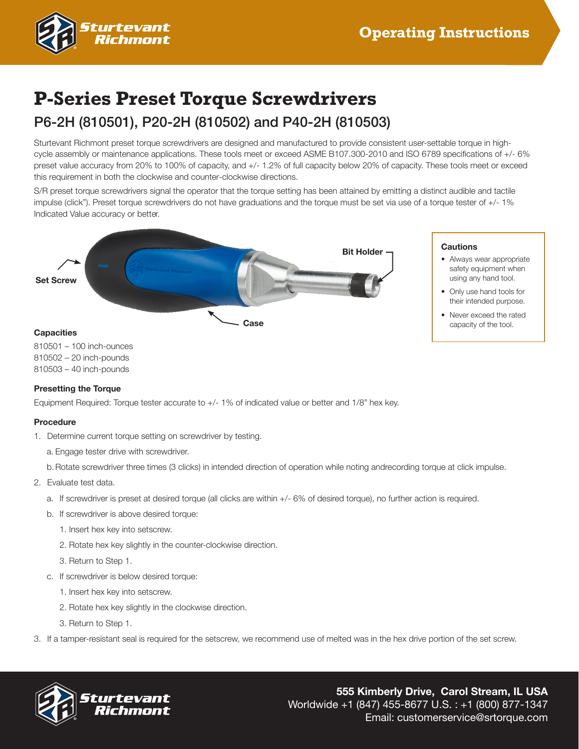Operating Instructions

# P-Series Preset Torque Screwdrivers

## P6-2H (810501), P20-2H (810502) and P40-2H (810503)

Sturtevant Richmont preset torque screwdrivers are designed and manufactured to provide consistent user-settable torque in high-cycle assembly or maintenance applications. These tools meet or exceed ASME B107.300-2010 and ISO 6789 specifications of +/- 6% preset value accuracy from 20% to 100% of capacity, and +/- 1.2% of full capacity below 20% of capacity. These tools meet or exceed this requirement in both the clockwise and counter-clockwise directions.

S/R preset torque screwdrivers signal the operator that the torque setting has been attained by emitting a distinct audible and tactile impulse (click"). Preset torque screwdrivers do not have graduations and the torque must be set via use of a torque tester of +/- 1% Indicated Value accuracy or better.

Set Screw

Bit Holder

Case

**Cautions**

- Always wear appropriate safety equipment when using any hand tool.
- Only use hand tools for their intended purpose.
- Never exceed the rated capacity of the tool.

**Capacities**

810501 – 100 inch-ounces
810502 – 20 inch-pounds
810503 – 40 inch-pounds

**Presetting the Torque**

Equipment Required: Torque tester accurate to +/- 1% of indicated value or better and 1/8" hex key.

**Procedure**

1. Determine current torque setting on screwdriver by testing.
   a. Engage tester drive with screwdriver.
   b. Rotate screwdriver three times (3 clicks) in intended direction of operation while noting andrecording torque at click impulse.
2. Evaluate test data.
   a. If screwdriver is preset at desired torque (all clicks are within +/- 6% of desired torque), no further action is required.
   b. If screwdriver is above desired torque:
      1. Insert hex key into setscrew.
      2. Rotate hex key slightly in the counter-clockwise direction.
      3. Return to Step 1.
   c. If screwdriver is below desired torque:
      1. Insert hex key into setscrew.
      2. Rotate hex key slightly in the clockwise direction.
      3. Return to Step 1.
3. If a tamper-resistant seal is required for the setscrew, we recommend use of melted was in the hex drive portion of the set screw.

**555 Kimberly Drive, Carol Stream, IL USA**
Worldwide +1 (847) 455-8677 U.S. : +1 (800) 877-1347
Email: customerservice@srtorque.com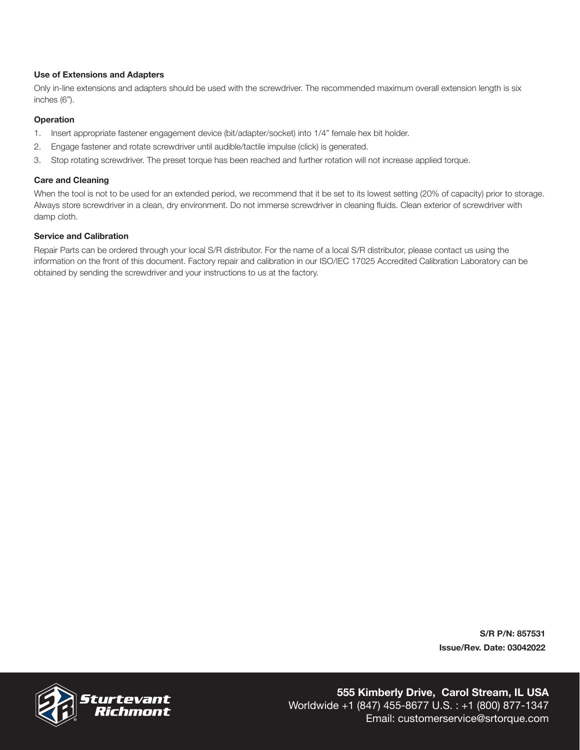### Use of Extensions and Adapters

Only in-line extensions and adapters should be used with the screwdriver. The recommended maximum overall extension length is six inches (6”).

### Operation

1. Insert appropriate fastener engagement device (bit/adapter/socket) into 1/4” female hex bit holder.
2. Engage fastener and rotate screwdriver until audible/tactile impulse (click) is generated.
3. Stop rotating screwdriver. The preset torque has been reached and further rotation will not increase applied torque.

### Care and Cleaning

When the tool is not to be used for an extended period, we recommend that it be set to its lowest setting (20% of capacity) prior to storage. Always store screwdriver in a clean, dry environment. Do not immerse screwdriver in cleaning fluids. Clean exterior of screwdriver with damp cloth.

### Service and Calibration

Repair Parts can be ordered through your local S/R distributor. For the name of a local S/R distributor, please contact us using the information on the front of this document. Factory repair and calibration in our ISO/IEC 17025 Accredited Calibration Laboratory can be obtained by sending the screwdriver and your instructions to us at the factory.

**S/R P/N: 857531**

**Issue/Rev. Date: 03042022**

Sturtevant Richmont

**555 Kimberly Drive, Carol Stream, IL USA**

Worldwide +1 (847) 455-8677 U.S. : +1 (800) 877-1347

Email: customerservice@srtorque.com